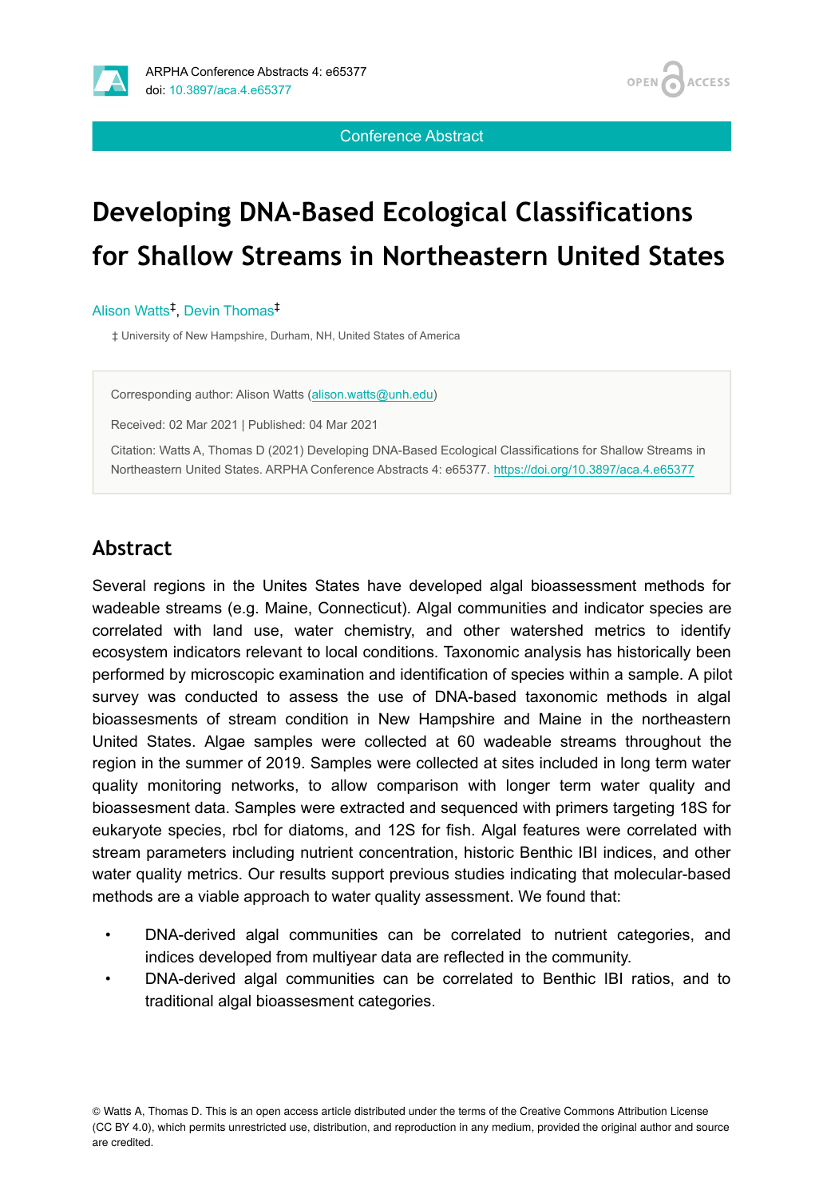Conference Abstract

# Developing DNA-Based Ecological Classifications for Shallow Streams in Northeastern United States

Alison Watts[‡], Devin Thomas[‡]

‡ University of New Hampshire, Durham, NH, United States of America

Corresponding author: Alison Watts (alison.watts@unh.edu)

Received: 02 Mar 2021 | Published: 04 Mar 2021

Citation: Watts A, Thomas D (2021) Developing DNA-Based Ecological Classifications for Shallow Streams in Northeastern United States. ARPHA Conference Abstracts 4: e65377. https://doi.org/10.3897/aca.4.e65377

## Abstract

Several regions in the Unites States have developed algal bioassessment methods for wadeable streams (e.g. Maine, Connecticut). Algal communities and indicator species are correlated with land use, water chemistry, and other watershed metrics to identify ecosystem indicators relevant to local conditions. Taxonomic analysis has historically been performed by microscopic examination and identification of species within a sample. A pilot survey was conducted to assess the use of DNA-based taxonomic methods in algal bioassesments of stream condition in New Hampshire and Maine in the northeastern United States. Algae samples were collected at 60 wadeable streams throughout the region in the summer of 2019. Samples were collected at sites included in long term water quality monitoring networks, to allow comparison with longer term water quality and bioassesment data. Samples were extracted and sequenced with primers targeting 18S for eukaryote species, rbcl for diatoms, and 12S for fish. Algal features were correlated with stream parameters including nutrient concentration, historic Benthic IBI indices, and other water quality metrics. Our results support previous studies indicating that molecular-based methods are a viable approach to water quality assessment. We found that:

- DNA-derived algal communities can be correlated to nutrient categories, and indices developed from multiyear data are reflected in the community.
- DNA-derived algal communities can be correlated to Benthic IBI ratios, and to traditional algal bioassesment categories.

© Watts A, Thomas D. This is an open access article distributed under the terms of the Creative Commons Attribution License (CC BY 4.0), which permits unrestricted use, distribution, and reproduction in any medium, provided the original author and source are credited.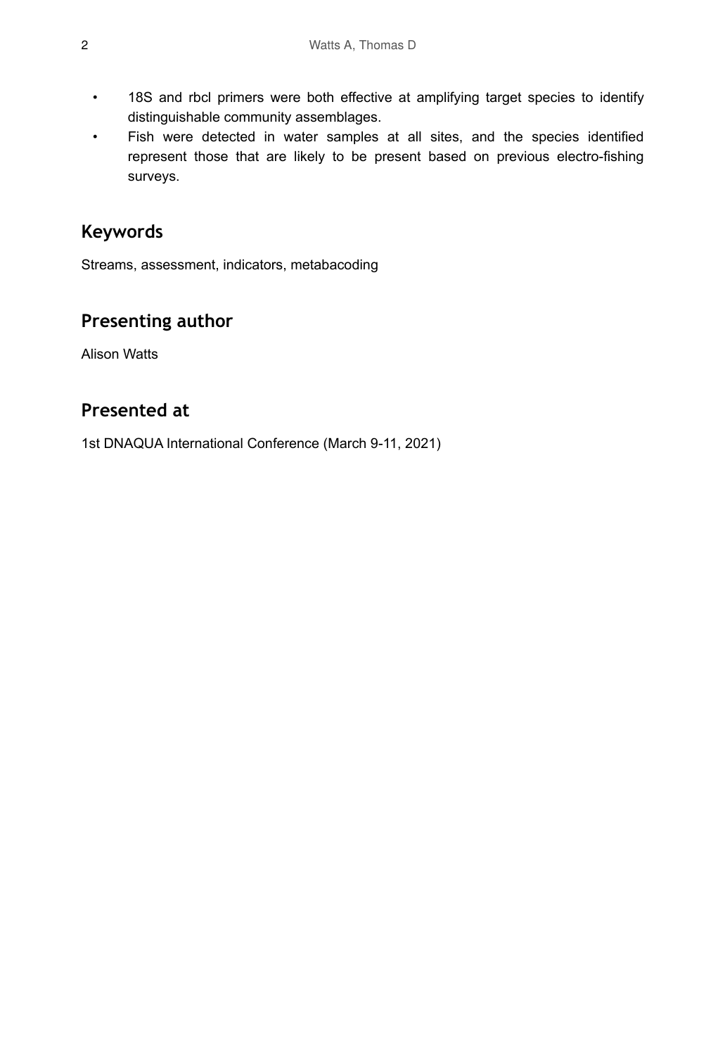- 18S and rbcl primers were both effective at amplifying target species to identify distinguishable community assemblages.
- Fish were detected in water samples at all sites, and the species identified represent those that are likely to be present based on previous electro-fishing surveys.

## Keywords

Streams, assessment, indicators, metabacoding

## Presenting author

Alison Watts

## Presented at

1st DNAQUA International Conference (March 9-11, 2021)